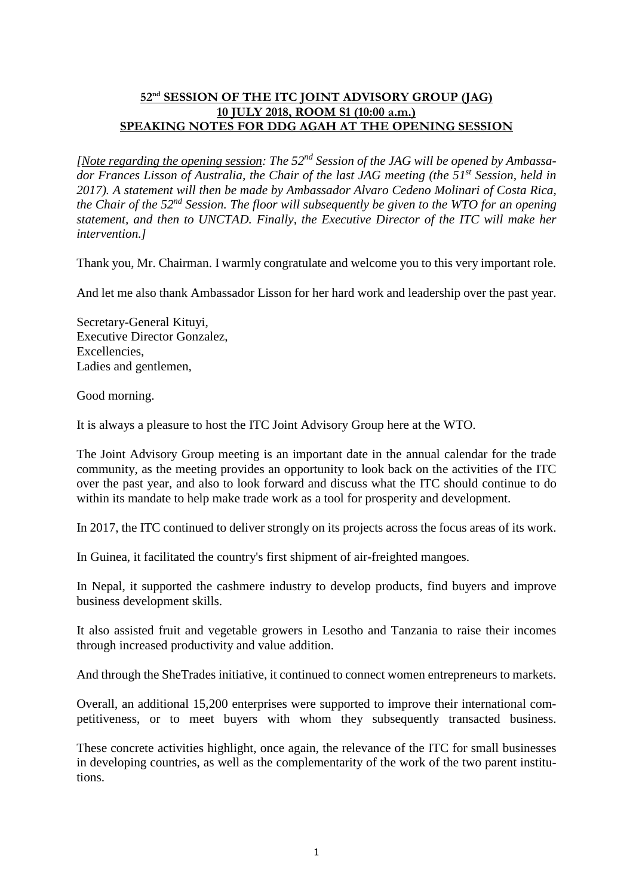**52[nd] SESSION OF THE ITC JOINT ADVISORY GROUP (JAG)**
**10 JULY 2018, ROOM S1 (10:00 a.m.)**
**SPEAKING NOTES FOR DDG AGAH AT THE OPENING SESSION**

*[Note regarding the opening session: The 52[nd] Session of the JAG will be opened by Ambassador Frances Lisson of Australia, the Chair of the last JAG meeting (the 51[st] Session, held in 2017). A statement will then be made by Ambassador Alvaro Cedeno Molinari of Costa Rica, the Chair of the 52[nd] Session. The floor will subsequently be given to the WTO for an opening statement, and then to UNCTAD. Finally, the Executive Director of the ITC will make her intervention.]*

Thank you, Mr. Chairman. I warmly congratulate and welcome you to this very important role.

And let me also thank Ambassador Lisson for her hard work and leadership over the past year.

Secretary-General Kituyi,
Executive Director Gonzalez,
Excellencies,
Ladies and gentlemen,

Good morning.

It is always a pleasure to host the ITC Joint Advisory Group here at the WTO.

The Joint Advisory Group meeting is an important date in the annual calendar for the trade community, as the meeting provides an opportunity to look back on the activities of the ITC over the past year, and also to look forward and discuss what the ITC should continue to do within its mandate to help make trade work as a tool for prosperity and development.

In 2017, the ITC continued to deliver strongly on its projects across the focus areas of its work.

In Guinea, it facilitated the country's first shipment of air-freighted mangoes.

In Nepal, it supported the cashmere industry to develop products, find buyers and improve business development skills.

It also assisted fruit and vegetable growers in Lesotho and Tanzania to raise their incomes through increased productivity and value addition.

And through the SheTrades initiative, it continued to connect women entrepreneurs to markets.

Overall, an additional 15,200 enterprises were supported to improve their international competitiveness, or to meet buyers with whom they subsequently transacted business.

These concrete activities highlight, once again, the relevance of the ITC for small businesses in developing countries, as well as the complementarity of the work of the two parent institutions.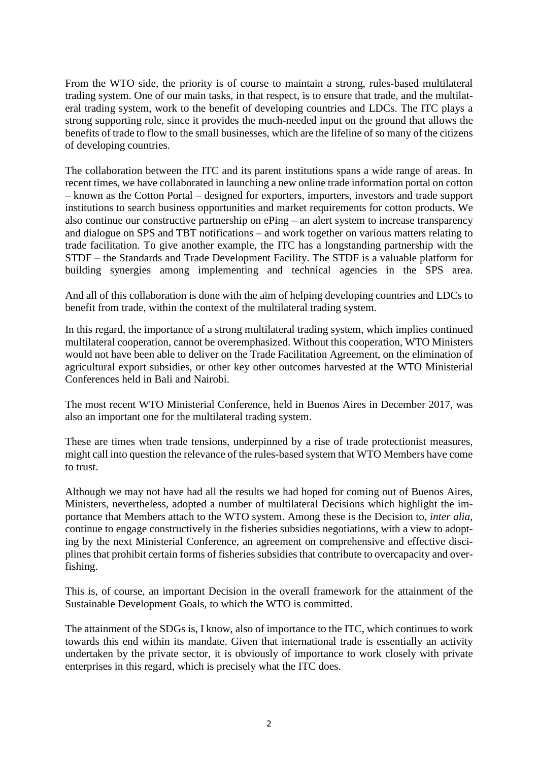From the WTO side, the priority is of course to maintain a strong, rules-based multilateral trading system. One of our main tasks, in that respect, is to ensure that trade, and the multilateral trading system, work to the benefit of developing countries and LDCs. The ITC plays a strong supporting role, since it provides the much-needed input on the ground that allows the benefits of trade to flow to the small businesses, which are the lifeline of so many of the citizens of developing countries.

The collaboration between the ITC and its parent institutions spans a wide range of areas. In recent times, we have collaborated in launching a new online trade information portal on cotton – known as the Cotton Portal – designed for exporters, importers, investors and trade support institutions to search business opportunities and market requirements for cotton products. We also continue our constructive partnership on ePing – an alert system to increase transparency and dialogue on SPS and TBT notifications – and work together on various matters relating to trade facilitation. To give another example, the ITC has a longstanding partnership with the STDF – the Standards and Trade Development Facility. The STDF is a valuable platform for building synergies among implementing and technical agencies in the SPS area.

And all of this collaboration is done with the aim of helping developing countries and LDCs to benefit from trade, within the context of the multilateral trading system.

In this regard, the importance of a strong multilateral trading system, which implies continued multilateral cooperation, cannot be overemphasized. Without this cooperation, WTO Ministers would not have been able to deliver on the Trade Facilitation Agreement, on the elimination of agricultural export subsidies, or other key other outcomes harvested at the WTO Ministerial Conferences held in Bali and Nairobi.

The most recent WTO Ministerial Conference, held in Buenos Aires in December 2017, was also an important one for the multilateral trading system.

These are times when trade tensions, underpinned by a rise of trade protectionist measures, might call into question the relevance of the rules-based system that WTO Members have come to trust.

Although we may not have had all the results we had hoped for coming out of Buenos Aires, Ministers, nevertheless, adopted a number of multilateral Decisions which highlight the importance that Members attach to the WTO system. Among these is the Decision to, *inter alia*, continue to engage constructively in the fisheries subsidies negotiations, with a view to adopting by the next Ministerial Conference, an agreement on comprehensive and effective disciplines that prohibit certain forms of fisheries subsidies that contribute to overcapacity and overfishing.

This is, of course, an important Decision in the overall framework for the attainment of the Sustainable Development Goals, to which the WTO is committed.

The attainment of the SDGs is, I know, also of importance to the ITC, which continues to work towards this end within its mandate. Given that international trade is essentially an activity undertaken by the private sector, it is obviously of importance to work closely with private enterprises in this regard, which is precisely what the ITC does.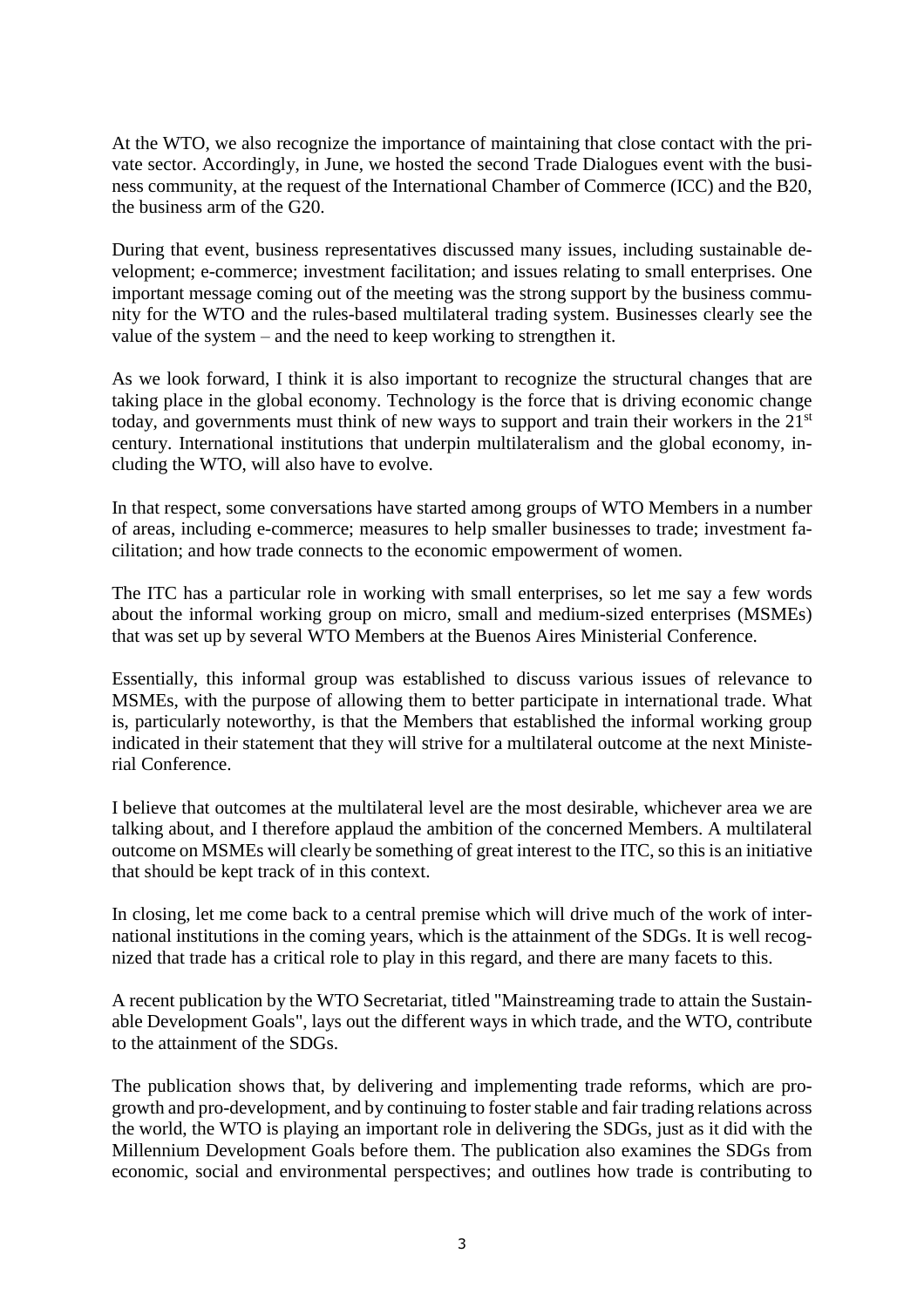At the WTO, we also recognize the importance of maintaining that close contact with the private sector. Accordingly, in June, we hosted the second Trade Dialogues event with the business community, at the request of the International Chamber of Commerce (ICC) and the B20, the business arm of the G20.

During that event, business representatives discussed many issues, including sustainable development; e-commerce; investment facilitation; and issues relating to small enterprises. One important message coming out of the meeting was the strong support by the business community for the WTO and the rules-based multilateral trading system. Businesses clearly see the value of the system – and the need to keep working to strengthen it.

As we look forward, I think it is also important to recognize the structural changes that are taking place in the global economy. Technology is the force that is driving economic change today, and governments must think of new ways to support and train their workers in the 21st century. International institutions that underpin multilateralism and the global economy, including the WTO, will also have to evolve.

In that respect, some conversations have started among groups of WTO Members in a number of areas, including e-commerce; measures to help smaller businesses to trade; investment facilitation; and how trade connects to the economic empowerment of women.

The ITC has a particular role in working with small enterprises, so let me say a few words about the informal working group on micro, small and medium-sized enterprises (MSMEs) that was set up by several WTO Members at the Buenos Aires Ministerial Conference.

Essentially, this informal group was established to discuss various issues of relevance to MSMEs, with the purpose of allowing them to better participate in international trade. What is, particularly noteworthy, is that the Members that established the informal working group indicated in their statement that they will strive for a multilateral outcome at the next Ministerial Conference.

I believe that outcomes at the multilateral level are the most desirable, whichever area we are talking about, and I therefore applaud the ambition of the concerned Members. A multilateral outcome on MSMEs will clearly be something of great interest to the ITC, so this is an initiative that should be kept track of in this context.

In closing, let me come back to a central premise which will drive much of the work of international institutions in the coming years, which is the attainment of the SDGs. It is well recognized that trade has a critical role to play in this regard, and there are many facets to this.

A recent publication by the WTO Secretariat, titled "Mainstreaming trade to attain the Sustainable Development Goals", lays out the different ways in which trade, and the WTO, contribute to the attainment of the SDGs.

The publication shows that, by delivering and implementing trade reforms, which are pro-growth and pro-development, and by continuing to foster stable and fair trading relations across the world, the WTO is playing an important role in delivering the SDGs, just as it did with the Millennium Development Goals before them. The publication also examines the SDGs from economic, social and environmental perspectives; and outlines how trade is contributing to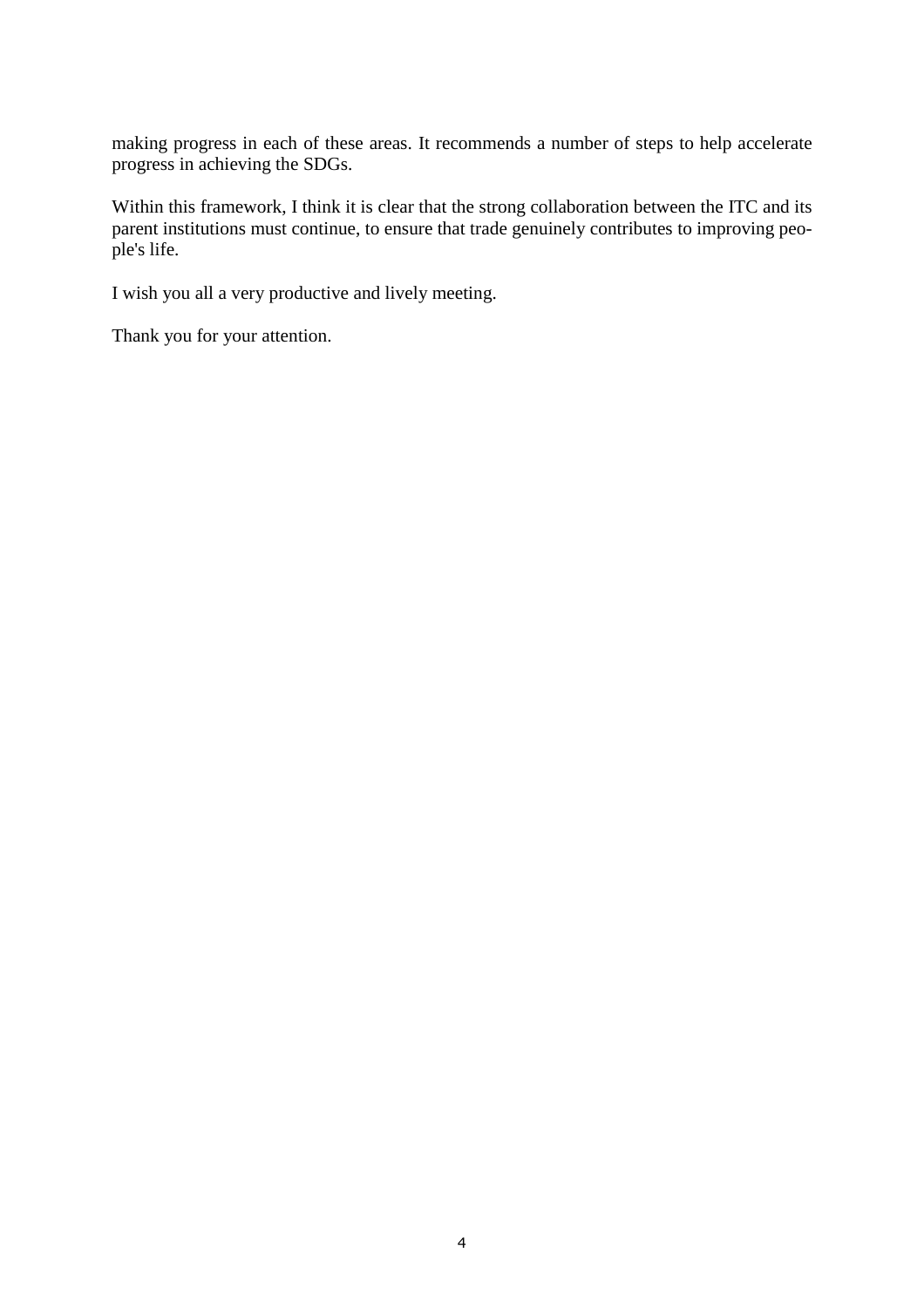making progress in each of these areas. It recommends a number of steps to help accelerate progress in achieving the SDGs.

Within this framework, I think it is clear that the strong collaboration between the ITC and its parent institutions must continue, to ensure that trade genuinely contributes to improving people's life.

I wish you all a very productive and lively meeting.

Thank you for your attention.